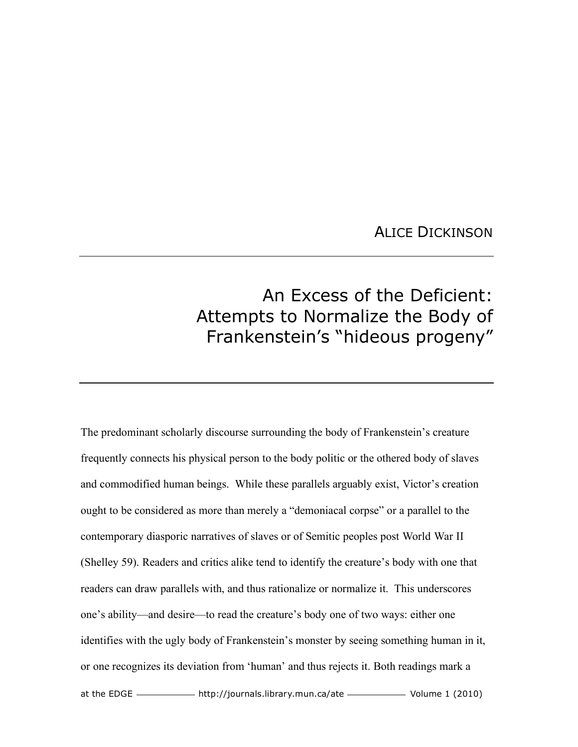ALICE DICKINSON

# An Excess of the Deficient: Attempts to Normalize the Body of Frankenstein's "hideous progeny"

The predominant scholarly discourse surrounding the body of Frankenstein's creature frequently connects his physical person to the body politic or the othered body of slaves and commodified human beings. While these parallels arguably exist, Victor's creation ought to be considered as more than merely a "demoniacal corpse" or a parallel to the contemporary diasporic narratives of slaves or of Semitic peoples post World War II (Shelley 59). Readers and critics alike tend to identify the creature's body with one that readers can draw parallels with, and thus rationalize or normalize it. This underscores one's ability—and desire—to read the creature's body one of two ways: either one identifies with the ugly body of Frankenstein's monster by seeing something human in it, or one recognizes its deviation from 'human' and thus rejects it. Both readings mark a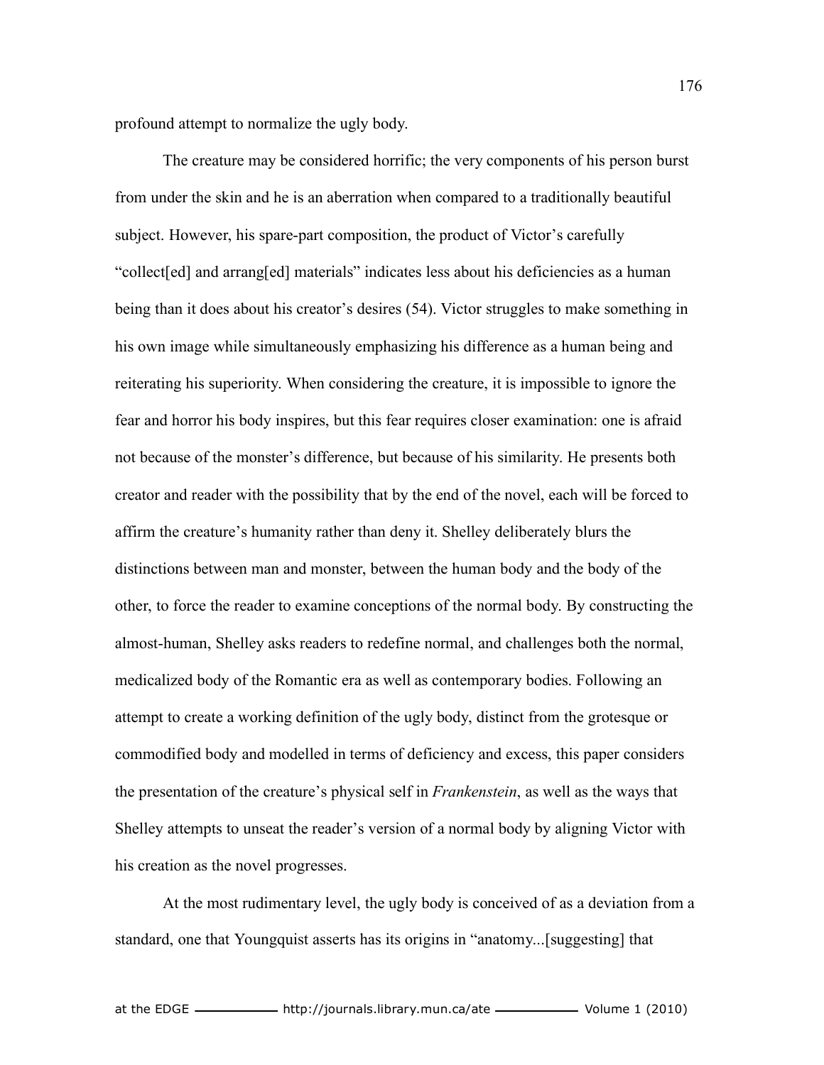profound attempt to normalize the ugly body.

The creature may be considered horrific; the very components of his person burst from under the skin and he is an aberration when compared to a traditionally beautiful subject. However, his spare-part composition, the product of Victor's carefully "collect[ed] and arrang[ed] materials" indicates less about his deficiencies as a human being than it does about his creator's desires (54). Victor struggles to make something in his own image while simultaneously emphasizing his difference as a human being and reiterating his superiority. When considering the creature, it is impossible to ignore the fear and horror his body inspires, but this fear requires closer examination: one is afraid not because of the monster's difference, but because of his similarity. He presents both creator and reader with the possibility that by the end of the novel, each will be forced to affirm the creature's humanity rather than deny it. Shelley deliberately blurs the distinctions between man and monster, between the human body and the body of the other, to force the reader to examine conceptions of the normal body. By constructing the almost-human, Shelley asks readers to redefine normal, and challenges both the normal, medicalized body of the Romantic era as well as contemporary bodies. Following an attempt to create a working definition of the ugly body, distinct from the grotesque or commodified body and modelled in terms of deficiency and excess, this paper considers the presentation of the creature's physical self in *Frankenstein*, as well as the ways that Shelley attempts to unseat the reader's version of a normal body by aligning Victor with his creation as the novel progresses.

At the most rudimentary level, the ugly body is conceived of as a deviation from a standard, one that Youngquist asserts has its origins in "anatomy...[suggesting] that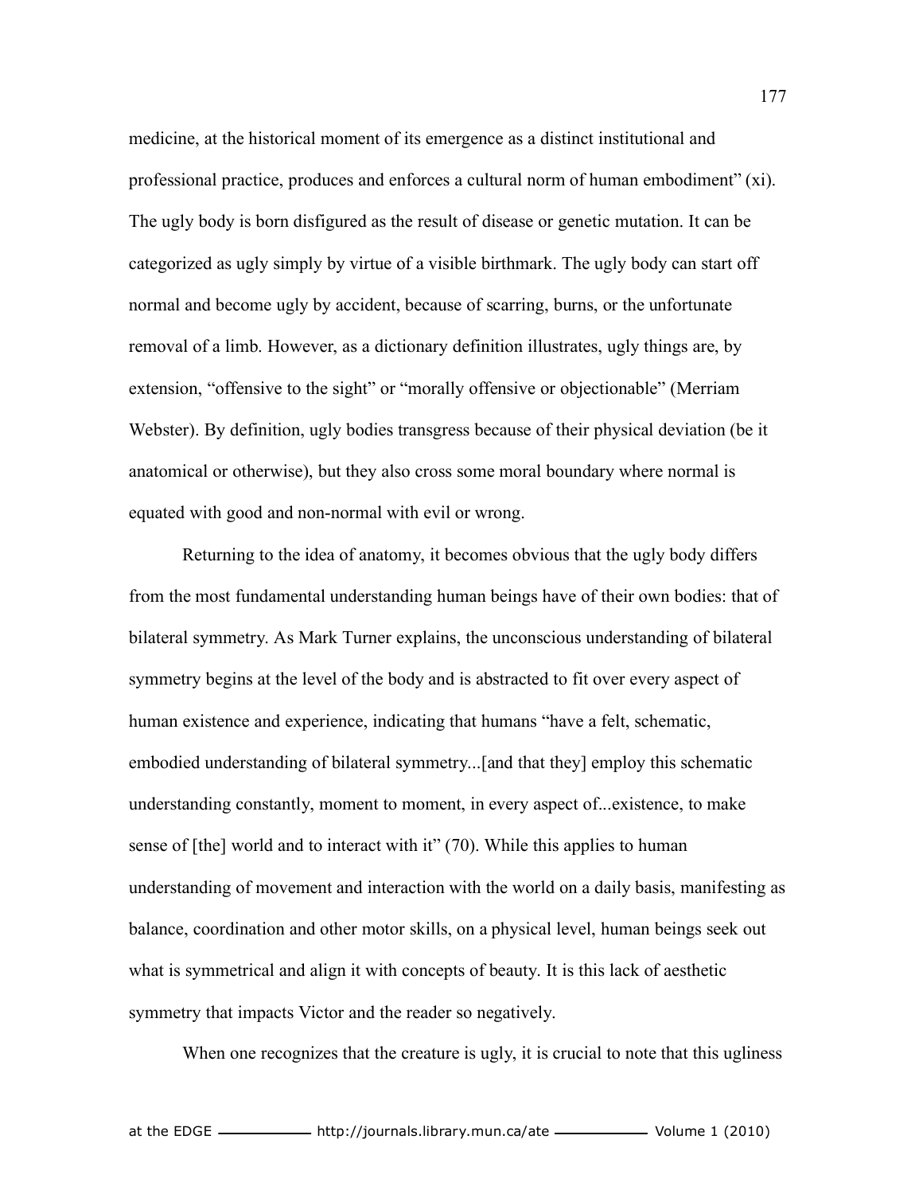medicine, at the historical moment of its emergence as a distinct institutional and professional practice, produces and enforces a cultural norm of human embodiment" (xi). The ugly body is born disfigured as the result of disease or genetic mutation. It can be categorized as ugly simply by virtue of a visible birthmark. The ugly body can start off normal and become ugly by accident, because of scarring, burns, or the unfortunate removal of a limb. However, as a dictionary definition illustrates, ugly things are, by extension, "offensive to the sight" or "morally offensive or objectionable" (Merriam Webster). By definition, ugly bodies transgress because of their physical deviation (be it anatomical or otherwise), but they also cross some moral boundary where normal is equated with good and non-normal with evil or wrong.

Returning to the idea of anatomy, it becomes obvious that the ugly body differs from the most fundamental understanding human beings have of their own bodies: that of bilateral symmetry. As Mark Turner explains, the unconscious understanding of bilateral symmetry begins at the level of the body and is abstracted to fit over every aspect of human existence and experience, indicating that humans "have a felt, schematic, embodied understanding of bilateral symmetry...[and that they] employ this schematic understanding constantly, moment to moment, in every aspect of...existence, to make sense of [the] world and to interact with it" (70). While this applies to human understanding of movement and interaction with the world on a daily basis, manifesting as balance, coordination and other motor skills, on a physical level, human beings seek out what is symmetrical and align it with concepts of beauty. It is this lack of aesthetic symmetry that impacts Victor and the reader so negatively.

When one recognizes that the creature is ugly, it is crucial to note that this ugliness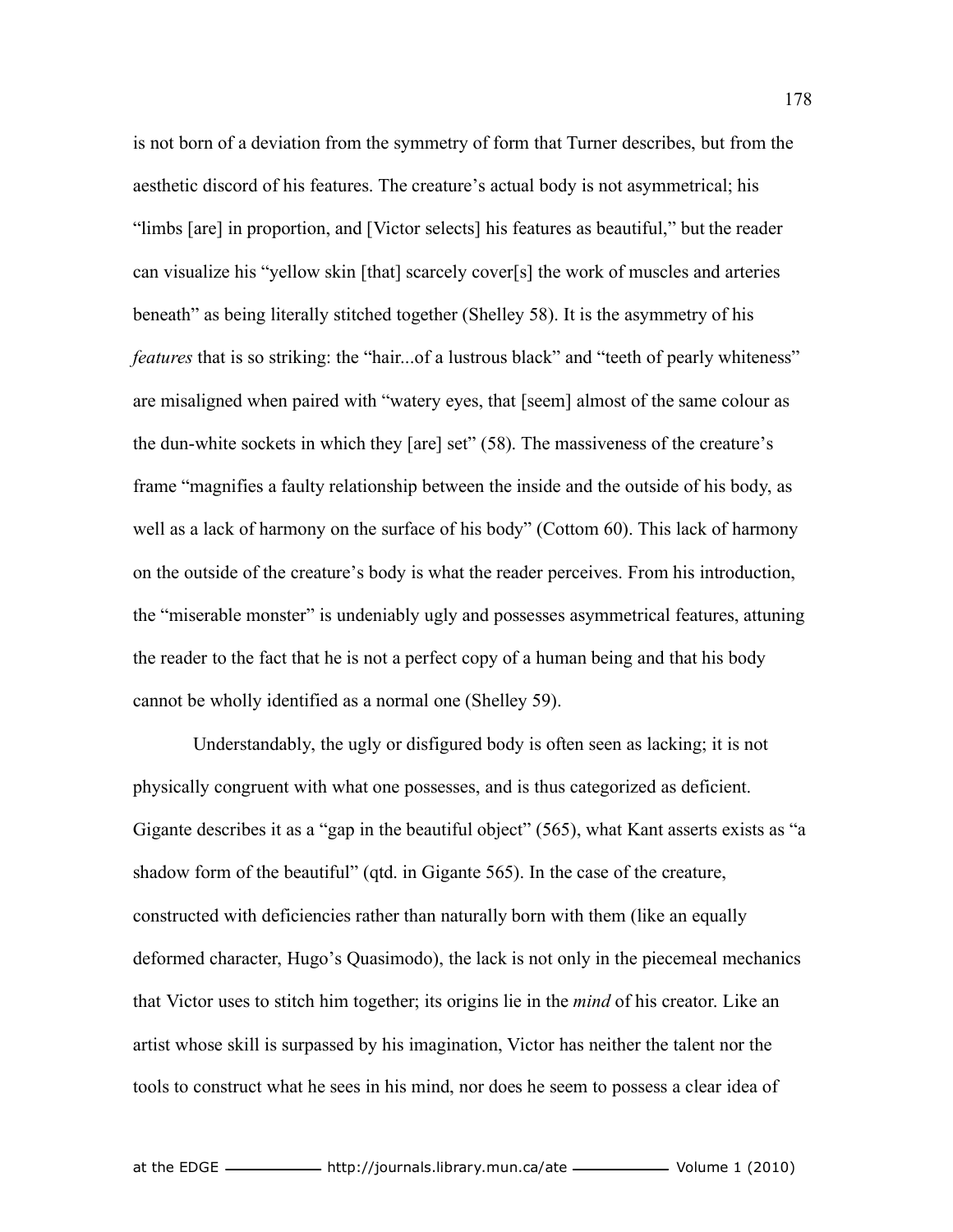is not born of a deviation from the symmetry of form that Turner describes, but from the aesthetic discord of his features. The creature's actual body is not asymmetrical; his "limbs [are] in proportion, and [Victor selects] his features as beautiful," but the reader can visualize his "yellow skin [that] scarcely cover[s] the work of muscles and arteries beneath" as being literally stitched together (Shelley 58). It is the asymmetry of his *features* that is so striking: the "hair...of a lustrous black" and "teeth of pearly whiteness" are misaligned when paired with "watery eyes, that [seem] almost of the same colour as the dun-white sockets in which they [are] set" (58). The massiveness of the creature's frame "magnifies a faulty relationship between the inside and the outside of his body, as well as a lack of harmony on the surface of his body" (Cottom 60). This lack of harmony on the outside of the creature's body is what the reader perceives. From his introduction, the "miserable monster" is undeniably ugly and possesses asymmetrical features, attuning the reader to the fact that he is not a perfect copy of a human being and that his body cannot be wholly identified as a normal one (Shelley 59).

Understandably, the ugly or disfigured body is often seen as lacking; it is not physically congruent with what one possesses, and is thus categorized as deficient. Gigante describes it as a "gap in the beautiful object" (565), what Kant asserts exists as "a shadow form of the beautiful" (qtd. in Gigante 565). In the case of the creature, constructed with deficiencies rather than naturally born with them (like an equally deformed character, Hugo's Quasimodo), the lack is not only in the piecemeal mechanics that Victor uses to stitch him together; its origins lie in the *mind* of his creator. Like an artist whose skill is surpassed by his imagination, Victor has neither the talent nor the tools to construct what he sees in his mind, nor does he seem to possess a clear idea of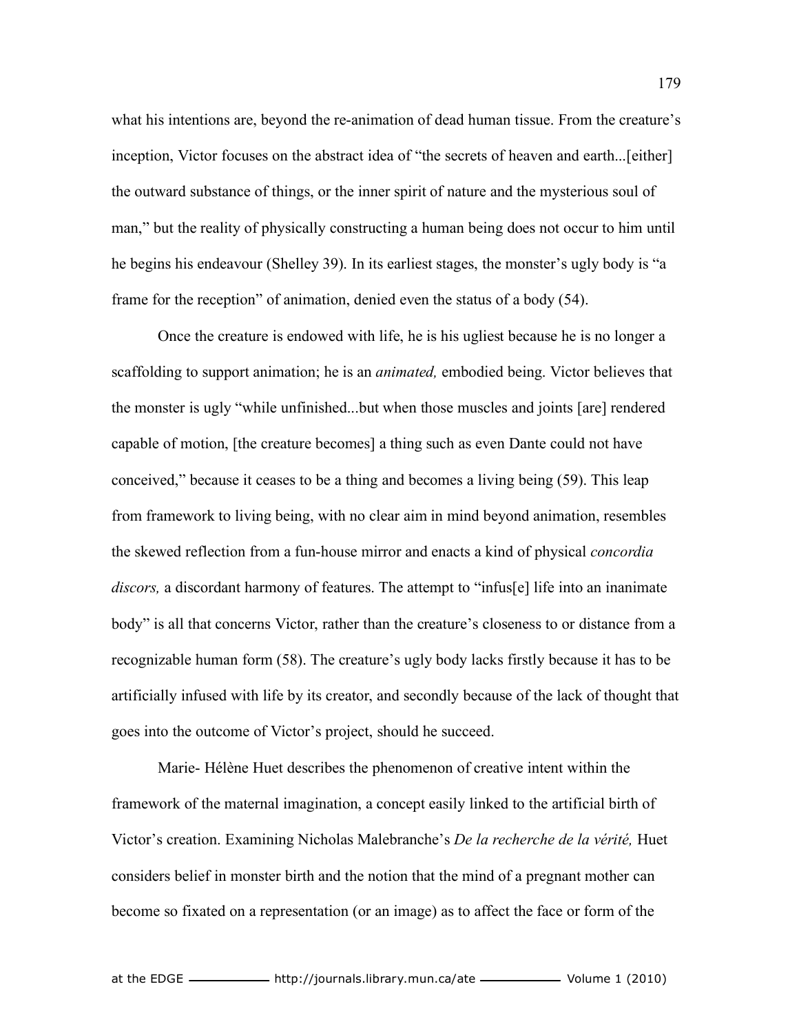what his intentions are, beyond the re-animation of dead human tissue. From the creature's inception, Victor focuses on the abstract idea of "the secrets of heaven and earth...[either] the outward substance of things, or the inner spirit of nature and the mysterious soul of man," but the reality of physically constructing a human being does not occur to him until he begins his endeavour (Shelley 39). In its earliest stages, the monster's ugly body is "a frame for the reception" of animation, denied even the status of a body (54).

Once the creature is endowed with life, he is his ugliest because he is no longer a scaffolding to support animation; he is an *animated,* embodied being. Victor believes that the monster is ugly "while unfinished...but when those muscles and joints [are] rendered capable of motion, [the creature becomes] a thing such as even Dante could not have conceived," because it ceases to be a thing and becomes a living being (59). This leap from framework to living being, with no clear aim in mind beyond animation, resembles the skewed reflection from a fun-house mirror and enacts a kind of physical *concordia discors,* a discordant harmony of features. The attempt to "infus[e] life into an inanimate body" is all that concerns Victor, rather than the creature's closeness to or distance from a recognizable human form (58). The creature's ugly body lacks firstly because it has to be artificially infused with life by its creator, and secondly because of the lack of thought that goes into the outcome of Victor's project, should he succeed.

Marie- Hélène Huet describes the phenomenon of creative intent within the framework of the maternal imagination, a concept easily linked to the artificial birth of Victor's creation. Examining Nicholas Malebranche's *De la recherche de la vérité,* Huet considers belief in monster birth and the notion that the mind of a pregnant mother can become so fixated on a representation (or an image) as to affect the face or form of the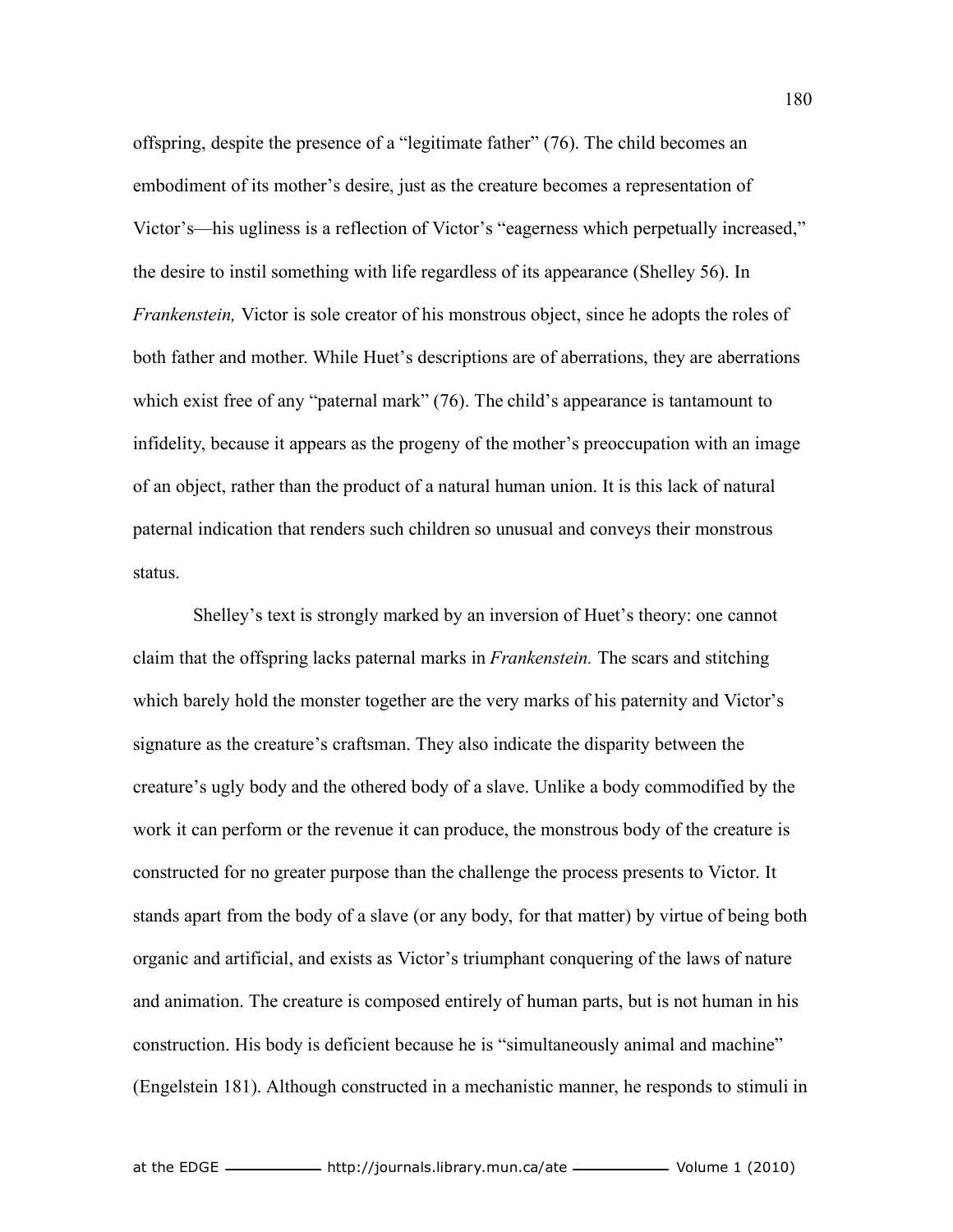offspring, despite the presence of a "legitimate father" (76). The child becomes an embodiment of its mother's desire, just as the creature becomes a representation of Victor's—his ugliness is a reflection of Victor's "eagerness which perpetually increased," the desire to instil something with life regardless of its appearance (Shelley 56). In *Frankenstein,* Victor is sole creator of his monstrous object, since he adopts the roles of both father and mother. While Huet's descriptions are of aberrations, they are aberrations which exist free of any "paternal mark" (76). The child's appearance is tantamount to infidelity, because it appears as the progeny of the mother's preoccupation with an image of an object, rather than the product of a natural human union. It is this lack of natural paternal indication that renders such children so unusual and conveys their monstrous status.

Shelley's text is strongly marked by an inversion of Huet's theory: one cannot claim that the offspring lacks paternal marks in *Frankenstein.* The scars and stitching which barely hold the monster together are the very marks of his paternity and Victor's signature as the creature's craftsman. They also indicate the disparity between the creature's ugly body and the othered body of a slave. Unlike a body commodified by the work it can perform or the revenue it can produce, the monstrous body of the creature is constructed for no greater purpose than the challenge the process presents to Victor. It stands apart from the body of a slave (or any body, for that matter) by virtue of being both organic and artificial, and exists as Victor's triumphant conquering of the laws of nature and animation. The creature is composed entirely of human parts, but is not human in his construction. His body is deficient because he is "simultaneously animal and machine" (Engelstein 181). Although constructed in a mechanistic manner, he responds to stimuli in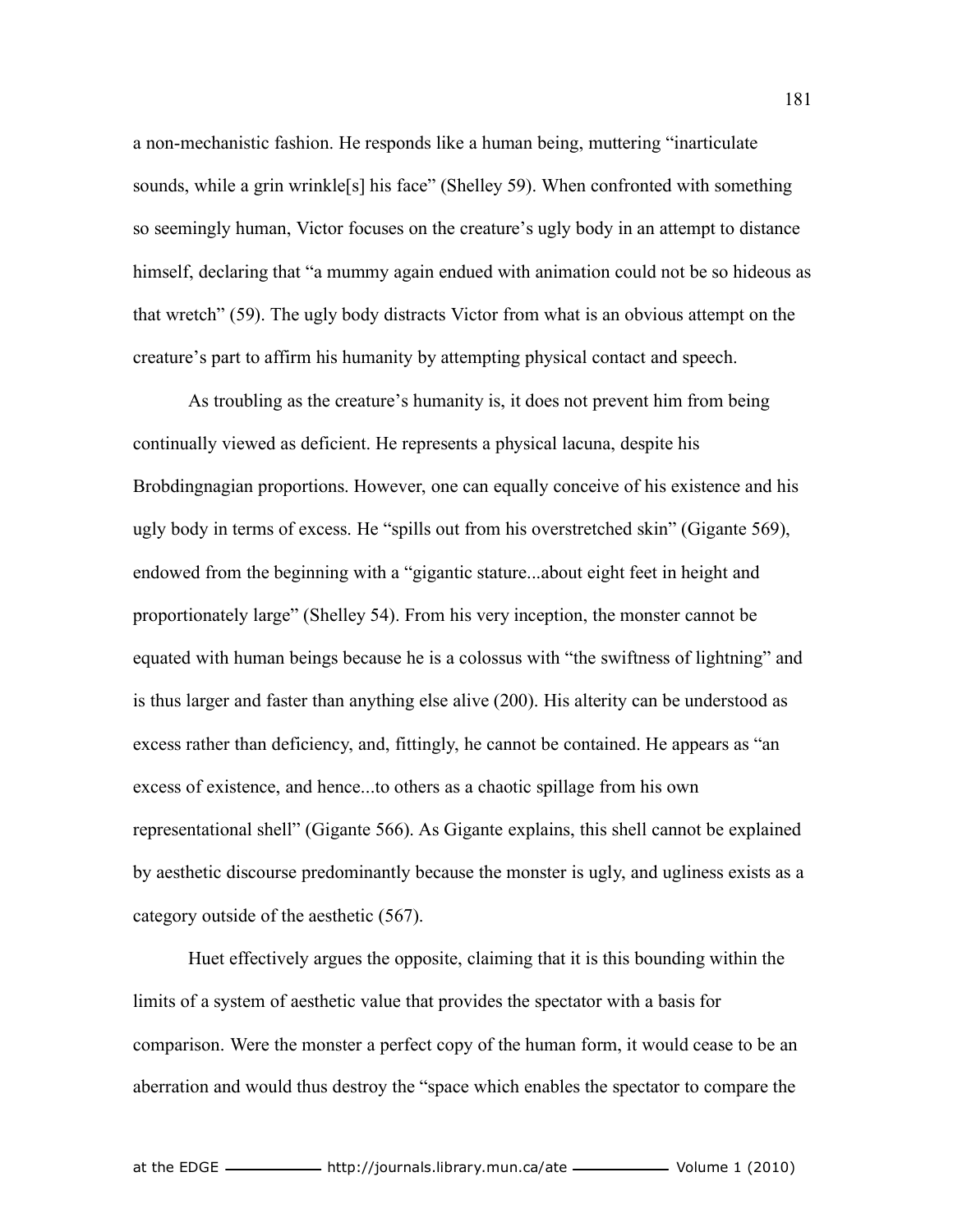a non-mechanistic fashion. He responds like a human being, muttering "inarticulate sounds, while a grin wrinkle[s] his face" (Shelley 59). When confronted with something so seemingly human, Victor focuses on the creature's ugly body in an attempt to distance himself, declaring that "a mummy again endued with animation could not be so hideous as that wretch" (59). The ugly body distracts Victor from what is an obvious attempt on the creature's part to affirm his humanity by attempting physical contact and speech.

As troubling as the creature's humanity is, it does not prevent him from being continually viewed as deficient. He represents a physical lacuna, despite his Brobdingnagian proportions. However, one can equally conceive of his existence and his ugly body in terms of excess. He "spills out from his overstretched skin" (Gigante 569), endowed from the beginning with a "gigantic stature...about eight feet in height and proportionately large" (Shelley 54). From his very inception, the monster cannot be equated with human beings because he is a colossus with "the swiftness of lightning" and is thus larger and faster than anything else alive (200). His alterity can be understood as excess rather than deficiency, and, fittingly, he cannot be contained. He appears as "an excess of existence, and hence...to others as a chaotic spillage from his own representational shell" (Gigante 566). As Gigante explains, this shell cannot be explained by aesthetic discourse predominantly because the monster is ugly, and ugliness exists as a category outside of the aesthetic (567).

Huet effectively argues the opposite, claiming that it is this bounding within the limits of a system of aesthetic value that provides the spectator with a basis for comparison. Were the monster a perfect copy of the human form, it would cease to be an aberration and would thus destroy the "space which enables the spectator to compare the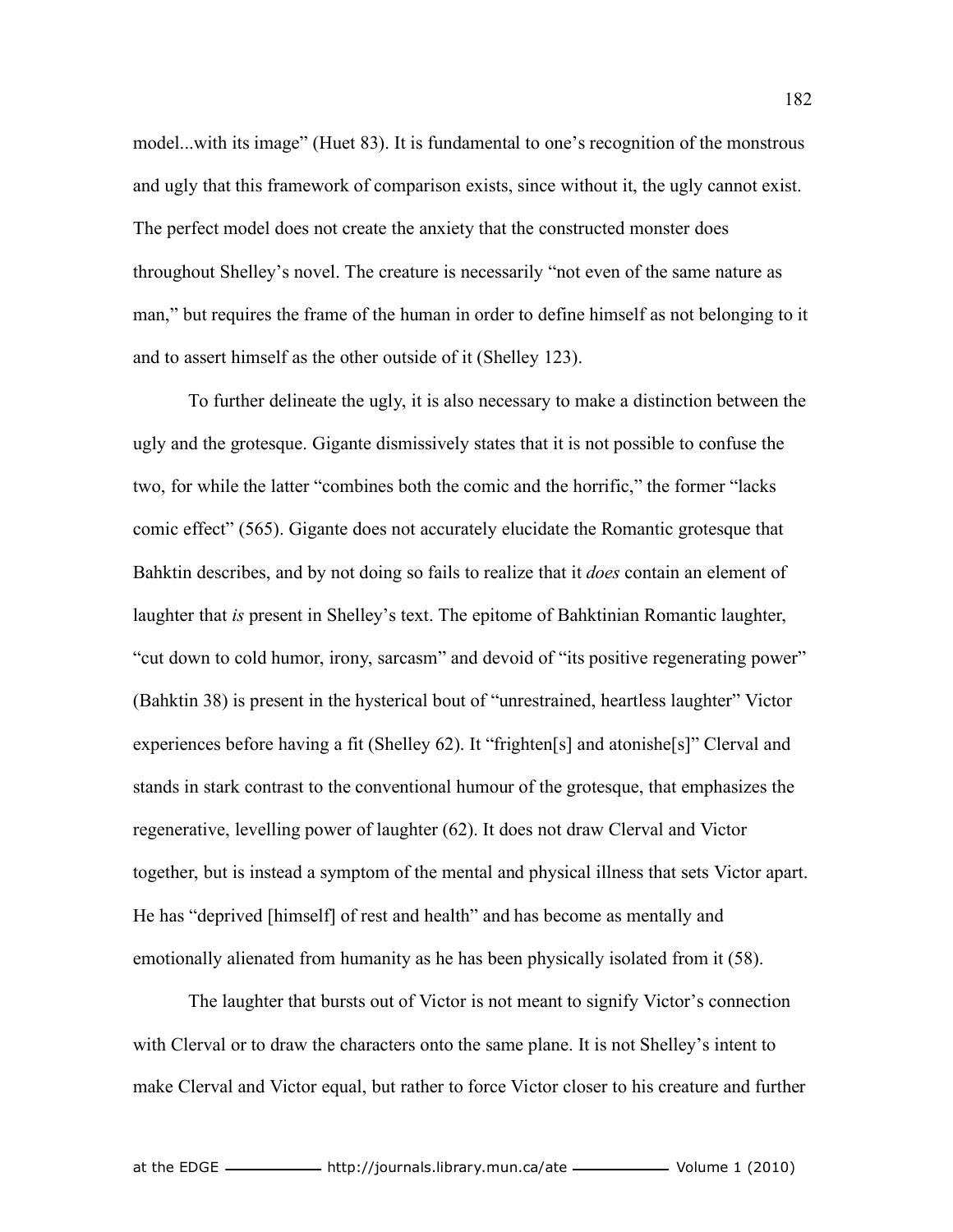model...with its image" (Huet 83). It is fundamental to one's recognition of the monstrous and ugly that this framework of comparison exists, since without it, the ugly cannot exist. The perfect model does not create the anxiety that the constructed monster does throughout Shelley's novel. The creature is necessarily "not even of the same nature as man," but requires the frame of the human in order to define himself as not belonging to it and to assert himself as the other outside of it (Shelley 123).

To further delineate the ugly, it is also necessary to make a distinction between the ugly and the grotesque. Gigante dismissively states that it is not possible to confuse the two, for while the latter "combines both the comic and the horrific," the former "lacks comic effect" (565). Gigante does not accurately elucidate the Romantic grotesque that Bahktin describes, and by not doing so fails to realize that it *does* contain an element of laughter that *is* present in Shelley's text. The epitome of Bahktinian Romantic laughter, "cut down to cold humor, irony, sarcasm" and devoid of "its positive regenerating power" (Bahktin 38) is present in the hysterical bout of "unrestrained, heartless laughter" Victor experiences before having a fit (Shelley 62). It "frighten[s] and atonishe[s]" Clerval and stands in stark contrast to the conventional humour of the grotesque, that emphasizes the regenerative, levelling power of laughter (62). It does not draw Clerval and Victor together, but is instead a symptom of the mental and physical illness that sets Victor apart. He has "deprived [himself] of rest and health" and has become as mentally and emotionally alienated from humanity as he has been physically isolated from it (58).

The laughter that bursts out of Victor is not meant to signify Victor's connection with Clerval or to draw the characters onto the same plane. It is not Shelley's intent to make Clerval and Victor equal, but rather to force Victor closer to his creature and further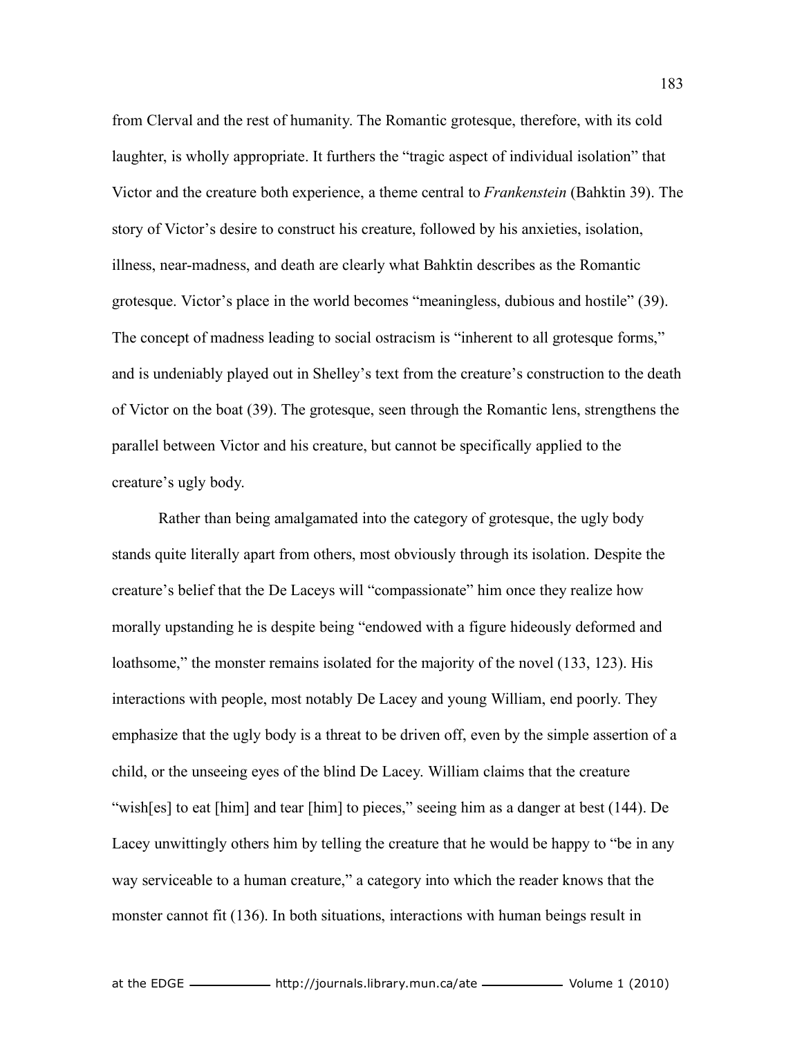from Clerval and the rest of humanity. The Romantic grotesque, therefore, with its cold laughter, is wholly appropriate. It furthers the "tragic aspect of individual isolation" that Victor and the creature both experience, a theme central to *Frankenstein* (Bahktin 39). The story of Victor's desire to construct his creature, followed by his anxieties, isolation, illness, near-madness, and death are clearly what Bahktin describes as the Romantic grotesque. Victor's place in the world becomes "meaningless, dubious and hostile" (39). The concept of madness leading to social ostracism is "inherent to all grotesque forms," and is undeniably played out in Shelley's text from the creature's construction to the death of Victor on the boat (39). The grotesque, seen through the Romantic lens, strengthens the parallel between Victor and his creature, but cannot be specifically applied to the creature's ugly body.

Rather than being amalgamated into the category of grotesque, the ugly body stands quite literally apart from others, most obviously through its isolation. Despite the creature's belief that the De Laceys will "compassionate" him once they realize how morally upstanding he is despite being "endowed with a figure hideously deformed and loathsome," the monster remains isolated for the majority of the novel (133, 123). His interactions with people, most notably De Lacey and young William, end poorly. They emphasize that the ugly body is a threat to be driven off, even by the simple assertion of a child, or the unseeing eyes of the blind De Lacey. William claims that the creature "wish[es] to eat [him] and tear [him] to pieces," seeing him as a danger at best (144). De Lacey unwittingly others him by telling the creature that he would be happy to "be in any way serviceable to a human creature," a category into which the reader knows that the monster cannot fit (136). In both situations, interactions with human beings result in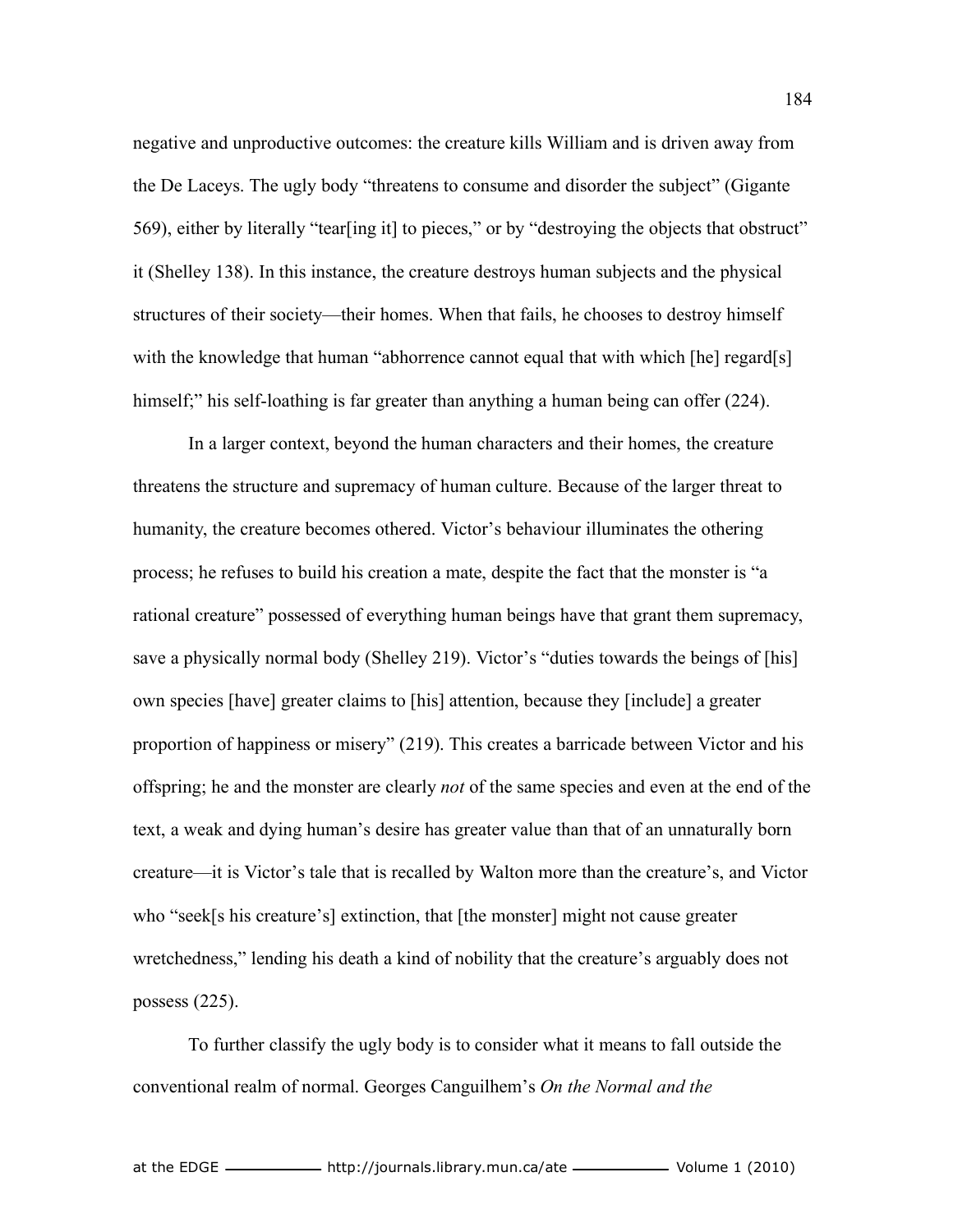negative and unproductive outcomes: the creature kills William and is driven away from the De Laceys. The ugly body "threatens to consume and disorder the subject" (Gigante 569), either by literally "tear[ing it] to pieces," or by "destroying the objects that obstruct" it (Shelley 138). In this instance, the creature destroys human subjects and the physical structures of their society—their homes. When that fails, he chooses to destroy himself with the knowledge that human "abhorrence cannot equal that with which [he] regard[s] himself;" his self-loathing is far greater than anything a human being can offer (224).

In a larger context, beyond the human characters and their homes, the creature threatens the structure and supremacy of human culture. Because of the larger threat to humanity, the creature becomes othered. Victor's behaviour illuminates the othering process; he refuses to build his creation a mate, despite the fact that the monster is "a rational creature" possessed of everything human beings have that grant them supremacy, save a physically normal body (Shelley 219). Victor's "duties towards the beings of [his] own species [have] greater claims to [his] attention, because they [include] a greater proportion of happiness or misery" (219). This creates a barricade between Victor and his offspring; he and the monster are clearly *not* of the same species and even at the end of the text, a weak and dying human's desire has greater value than that of an unnaturally born creature—it is Victor's tale that is recalled by Walton more than the creature's, and Victor who "seek[s his creature's] extinction, that [the monster] might not cause greater wretchedness," lending his death a kind of nobility that the creature's arguably does not possess (225).

To further classify the ugly body is to consider what it means to fall outside the conventional realm of normal. Georges Canguilhem's *On the Normal and the*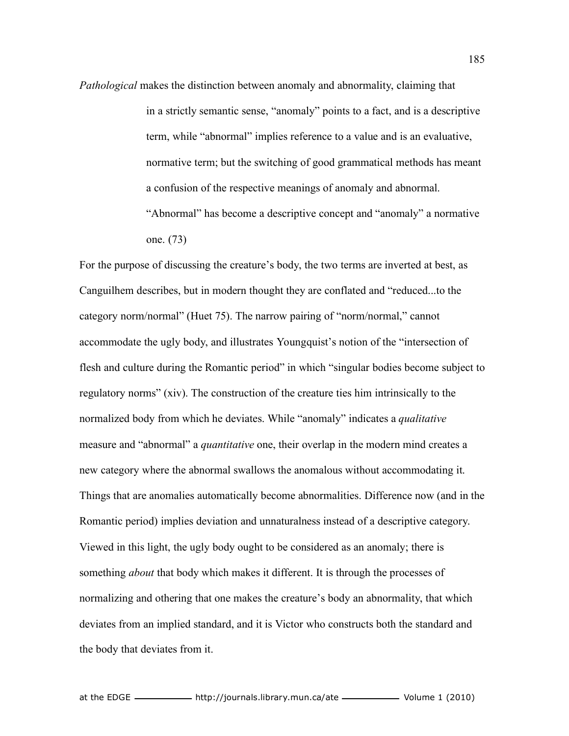*Pathological* makes the distinction between anomaly and abnormality, claiming that

> in a strictly semantic sense, "anomaly" points to a fact, and is a descriptive term, while "abnormal" implies reference to a value and is an evaluative, normative term; but the switching of good grammatical methods has meant a confusion of the respective meanings of anomaly and abnormal. "Abnormal" has become a descriptive concept and "anomaly" a normative one. (73)

For the purpose of discussing the creature's body, the two terms are inverted at best, as Canguilhem describes, but in modern thought they are conflated and "reduced...to the category norm/normal" (Huet 75). The narrow pairing of "norm/normal," cannot accommodate the ugly body, and illustrates Youngquist's notion of the "intersection of flesh and culture during the Romantic period" in which "singular bodies become subject to regulatory norms" (xiv). The construction of the creature ties him intrinsically to the normalized body from which he deviates. While "anomaly" indicates a *qualitative* measure and "abnormal" a *quantitative* one, their overlap in the modern mind creates a new category where the abnormal swallows the anomalous without accommodating it. Things that are anomalies automatically become abnormalities. Difference now (and in the Romantic period) implies deviation and unnaturalness instead of a descriptive category. Viewed in this light, the ugly body ought to be considered as an anomaly; there is something *about* that body which makes it different. It is through the processes of normalizing and othering that one makes the creature's body an abnormality, that which deviates from an implied standard, and it is Victor who constructs both the standard and the body that deviates from it.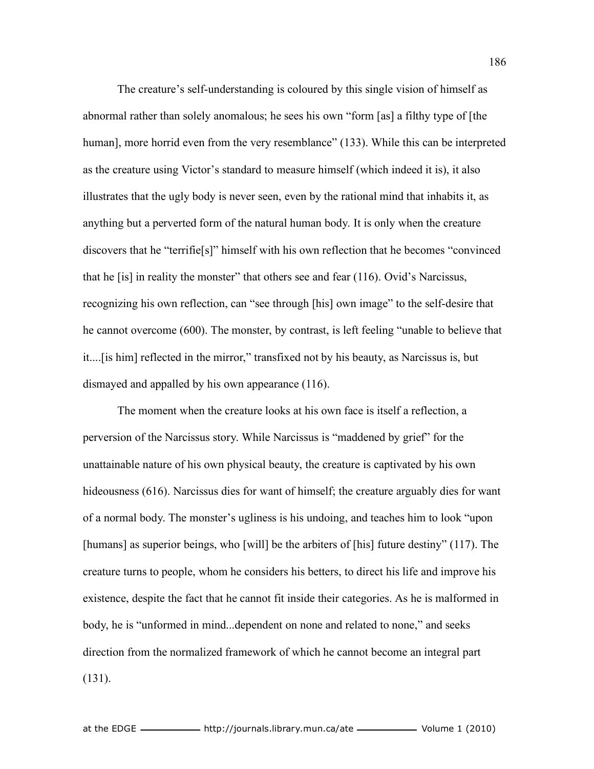The creature's self-understanding is coloured by this single vision of himself as abnormal rather than solely anomalous; he sees his own "form [as] a filthy type of [the human], more horrid even from the very resemblance" (133). While this can be interpreted as the creature using Victor's standard to measure himself (which indeed it is), it also illustrates that the ugly body is never seen, even by the rational mind that inhabits it, as anything but a perverted form of the natural human body. It is only when the creature discovers that he "terrifie[s]" himself with his own reflection that he becomes "convinced that he [is] in reality the monster" that others see and fear (116). Ovid's Narcissus, recognizing his own reflection, can "see through [his] own image" to the self-desire that he cannot overcome (600). The monster, by contrast, is left feeling "unable to believe that it....[is him] reflected in the mirror," transfixed not by his beauty, as Narcissus is, but dismayed and appalled by his own appearance (116).

The moment when the creature looks at his own face is itself a reflection, a perversion of the Narcissus story. While Narcissus is "maddened by grief" for the unattainable nature of his own physical beauty, the creature is captivated by his own hideousness (616). Narcissus dies for want of himself; the creature arguably dies for want of a normal body. The monster's ugliness is his undoing, and teaches him to look "upon [humans] as superior beings, who [will] be the arbiters of [his] future destiny" (117). The creature turns to people, whom he considers his betters, to direct his life and improve his existence, despite the fact that he cannot fit inside their categories. As he is malformed in body, he is "unformed in mind...dependent on none and related to none," and seeks direction from the normalized framework of which he cannot become an integral part (131).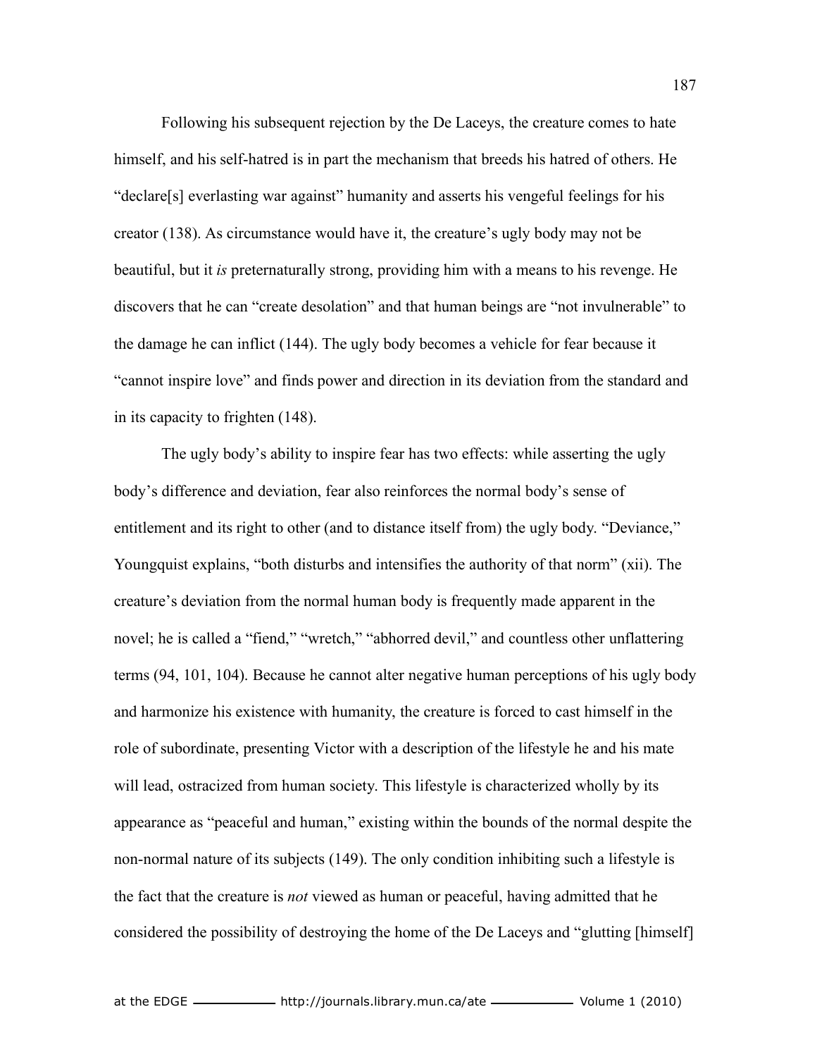Following his subsequent rejection by the De Laceys, the creature comes to hate himself, and his self-hatred is in part the mechanism that breeds his hatred of others. He "declare[s] everlasting war against" humanity and asserts his vengeful feelings for his creator (138). As circumstance would have it, the creature's ugly body may not be beautiful, but it *is* preternaturally strong, providing him with a means to his revenge. He discovers that he can "create desolation" and that human beings are "not invulnerable" to the damage he can inflict (144). The ugly body becomes a vehicle for fear because it "cannot inspire love" and finds power and direction in its deviation from the standard and in its capacity to frighten (148).

The ugly body's ability to inspire fear has two effects: while asserting the ugly body's difference and deviation, fear also reinforces the normal body's sense of entitlement and its right to other (and to distance itself from) the ugly body. "Deviance," Youngquist explains, "both disturbs and intensifies the authority of that norm" (xii). The creature's deviation from the normal human body is frequently made apparent in the novel; he is called a "fiend," "wretch," "abhorred devil," and countless other unflattering terms (94, 101, 104). Because he cannot alter negative human perceptions of his ugly body and harmonize his existence with humanity, the creature is forced to cast himself in the role of subordinate, presenting Victor with a description of the lifestyle he and his mate will lead, ostracized from human society. This lifestyle is characterized wholly by its appearance as "peaceful and human," existing within the bounds of the normal despite the non-normal nature of its subjects (149). The only condition inhibiting such a lifestyle is the fact that the creature is *not* viewed as human or peaceful, having admitted that he considered the possibility of destroying the home of the De Laceys and "glutting [himself]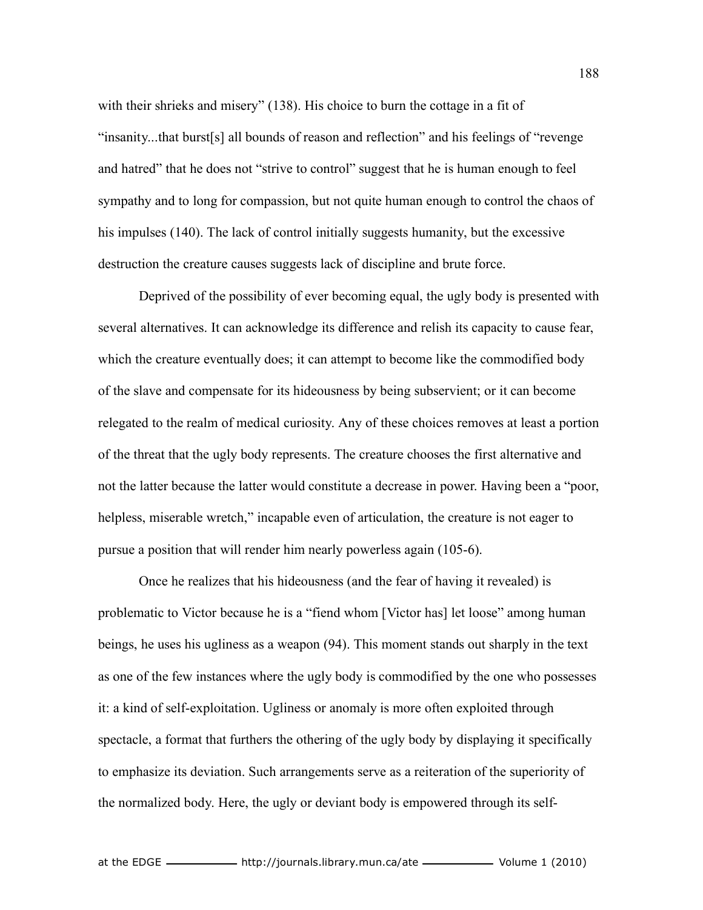with their shrieks and misery" (138). His choice to burn the cottage in a fit of "insanity...that burst[s] all bounds of reason and reflection" and his feelings of "revenge and hatred" that he does not "strive to control" suggest that he is human enough to feel sympathy and to long for compassion, but not quite human enough to control the chaos of his impulses (140). The lack of control initially suggests humanity, but the excessive destruction the creature causes suggests lack of discipline and brute force.

Deprived of the possibility of ever becoming equal, the ugly body is presented with several alternatives. It can acknowledge its difference and relish its capacity to cause fear, which the creature eventually does; it can attempt to become like the commodified body of the slave and compensate for its hideousness by being subservient; or it can become relegated to the realm of medical curiosity. Any of these choices removes at least a portion of the threat that the ugly body represents. The creature chooses the first alternative and not the latter because the latter would constitute a decrease in power. Having been a "poor, helpless, miserable wretch," incapable even of articulation, the creature is not eager to pursue a position that will render him nearly powerless again (105-6).

Once he realizes that his hideousness (and the fear of having it revealed) is problematic to Victor because he is a "fiend whom [Victor has] let loose" among human beings, he uses his ugliness as a weapon (94). This moment stands out sharply in the text as one of the few instances where the ugly body is commodified by the one who possesses it: a kind of self-exploitation. Ugliness or anomaly is more often exploited through spectacle, a format that furthers the othering of the ugly body by displaying it specifically to emphasize its deviation. Such arrangements serve as a reiteration of the superiority of the normalized body. Here, the ugly or deviant body is empowered through its self-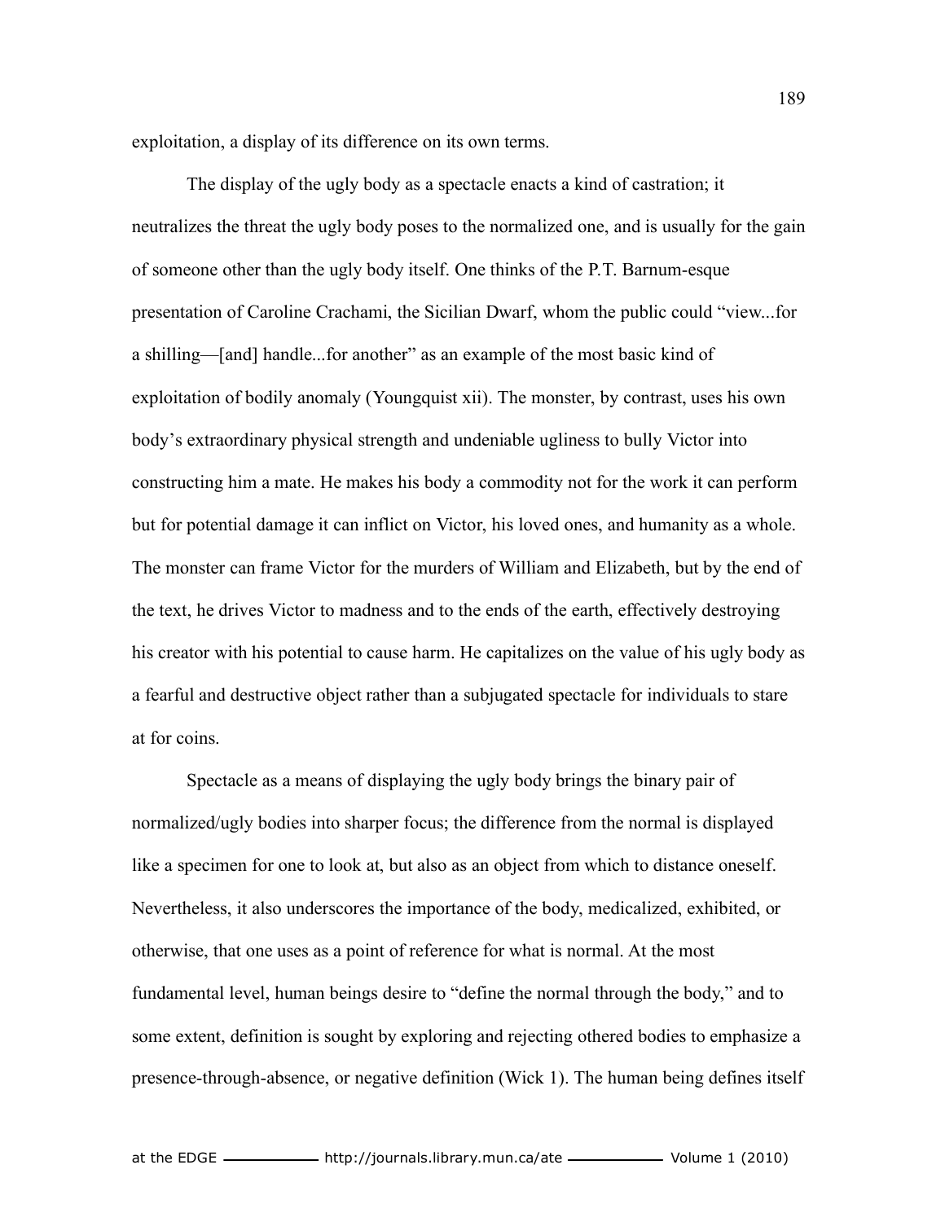exploitation, a display of its difference on its own terms.

The display of the ugly body as a spectacle enacts a kind of castration; it neutralizes the threat the ugly body poses to the normalized one, and is usually for the gain of someone other than the ugly body itself. One thinks of the P.T. Barnum-esque presentation of Caroline Crachami, the Sicilian Dwarf, whom the public could "view...for a shilling—[and] handle...for another" as an example of the most basic kind of exploitation of bodily anomaly (Youngquist xii). The monster, by contrast, uses his own body's extraordinary physical strength and undeniable ugliness to bully Victor into constructing him a mate. He makes his body a commodity not for the work it can perform but for potential damage it can inflict on Victor, his loved ones, and humanity as a whole. The monster can frame Victor for the murders of William and Elizabeth, but by the end of the text, he drives Victor to madness and to the ends of the earth, effectively destroying his creator with his potential to cause harm. He capitalizes on the value of his ugly body as a fearful and destructive object rather than a subjugated spectacle for individuals to stare at for coins.

Spectacle as a means of displaying the ugly body brings the binary pair of normalized/ugly bodies into sharper focus; the difference from the normal is displayed like a specimen for one to look at, but also as an object from which to distance oneself. Nevertheless, it also underscores the importance of the body, medicalized, exhibited, or otherwise, that one uses as a point of reference for what is normal. At the most fundamental level, human beings desire to "define the normal through the body," and to some extent, definition is sought by exploring and rejecting othered bodies to emphasize a presence-through-absence, or negative definition (Wick 1). The human being defines itself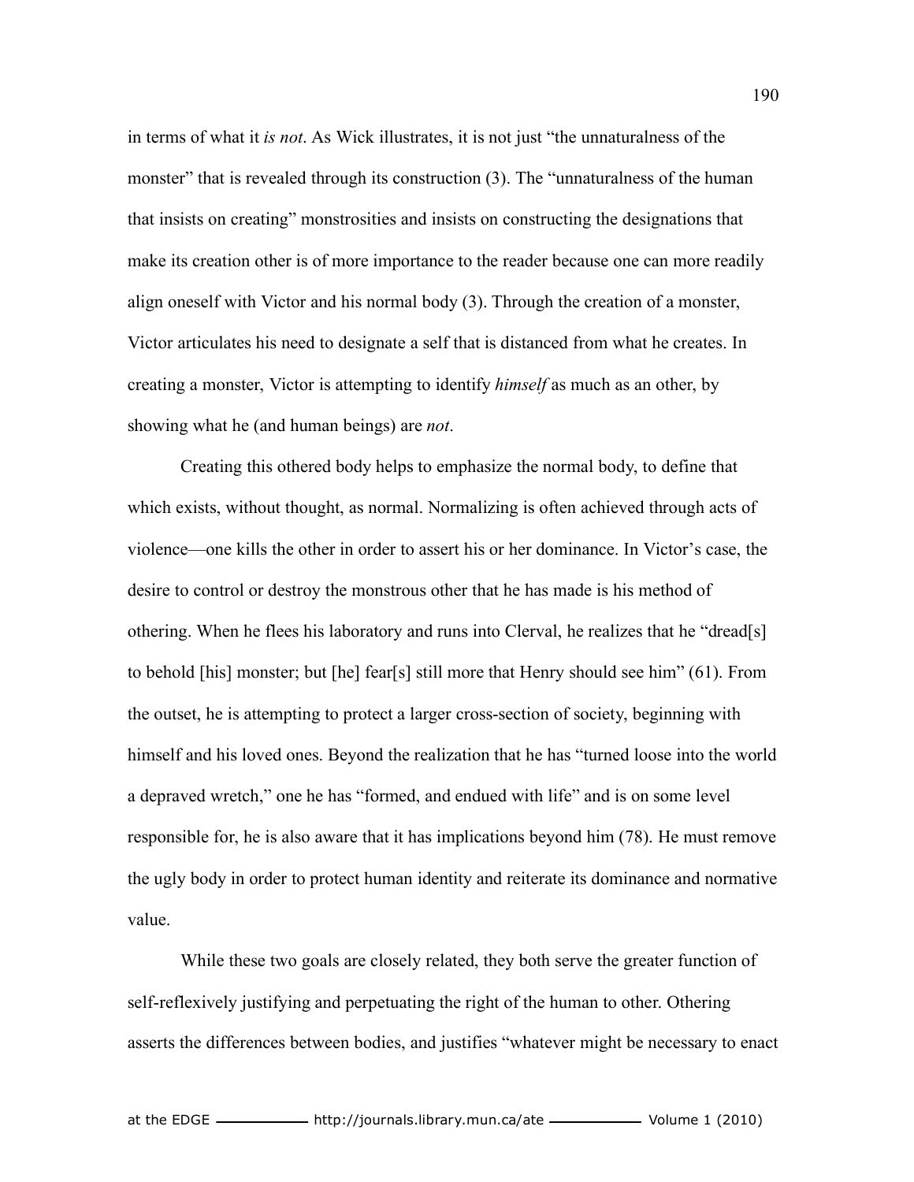in terms of what it *is not*. As Wick illustrates, it is not just "the unnaturalness of the monster" that is revealed through its construction (3). The "unnaturalness of the human that insists on creating" monstrosities and insists on constructing the designations that make its creation other is of more importance to the reader because one can more readily align oneself with Victor and his normal body (3). Through the creation of a monster, Victor articulates his need to designate a self that is distanced from what he creates. In creating a monster, Victor is attempting to identify *himself* as much as an other, by showing what he (and human beings) are *not*.

Creating this othered body helps to emphasize the normal body, to define that which exists, without thought, as normal. Normalizing is often achieved through acts of violence—one kills the other in order to assert his or her dominance. In Victor's case, the desire to control or destroy the monstrous other that he has made is his method of othering. When he flees his laboratory and runs into Clerval, he realizes that he "dread[s] to behold [his] monster; but [he] fear[s] still more that Henry should see him" (61). From the outset, he is attempting to protect a larger cross-section of society, beginning with himself and his loved ones. Beyond the realization that he has "turned loose into the world a depraved wretch," one he has "formed, and endued with life" and is on some level responsible for, he is also aware that it has implications beyond him (78). He must remove the ugly body in order to protect human identity and reiterate its dominance and normative value.

While these two goals are closely related, they both serve the greater function of self-reflexively justifying and perpetuating the right of the human to other. Othering asserts the differences between bodies, and justifies "whatever might be necessary to enact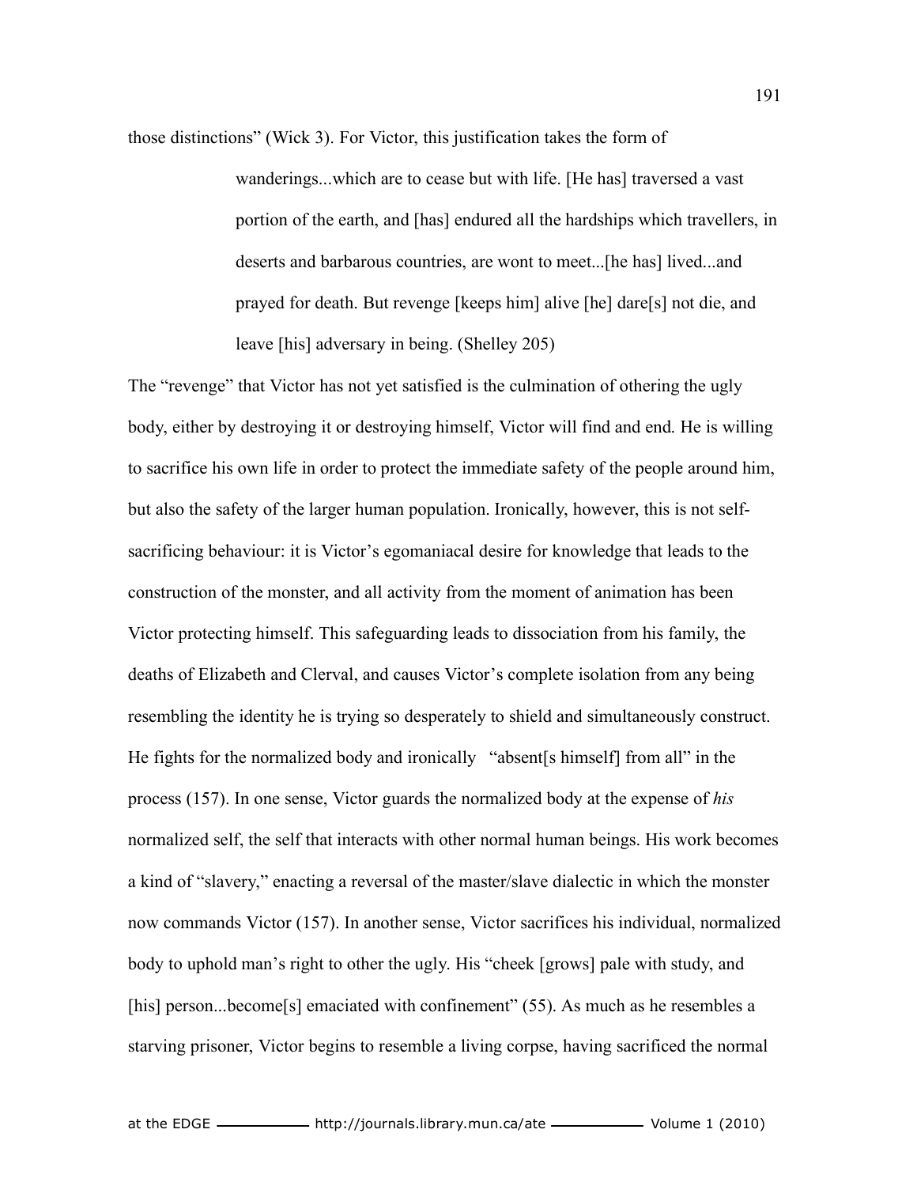those distinctions" (Wick 3). For Victor, this justification takes the form of

> wanderings...which are to cease but with life. [He has] traversed a vast portion of the earth, and [has] endured all the hardships which travellers, in deserts and barbarous countries, are wont to meet...[he has] lived...and prayed for death. But revenge [keeps him] alive [he] dare[s] not die, and leave [his] adversary in being. (Shelley 205)

The "revenge" that Victor has not yet satisfied is the culmination of othering the ugly body, either by destroying it or destroying himself, Victor will find and end. He is willing to sacrifice his own life in order to protect the immediate safety of the people around him, but also the safety of the larger human population. Ironically, however, this is not self-sacrificing behaviour: it is Victor's egomaniacal desire for knowledge that leads to the construction of the monster, and all activity from the moment of animation has been Victor protecting himself. This safeguarding leads to dissociation from his family, the deaths of Elizabeth and Clerval, and causes Victor's complete isolation from any being resembling the identity he is trying so desperately to shield and simultaneously construct. He fights for the normalized body and ironically "absent[s himself] from all" in the process (157). In one sense, Victor guards the normalized body at the expense of *his* normalized self, the self that interacts with other normal human beings. His work becomes a kind of "slavery," enacting a reversal of the master/slave dialectic in which the monster now commands Victor (157). In another sense, Victor sacrifices his individual, normalized body to uphold man's right to other the ugly. His "cheek [grows] pale with study, and [his] person...become[s] emaciated with confinement" (55). As much as he resembles a starving prisoner, Victor begins to resemble a living corpse, having sacrificed the normal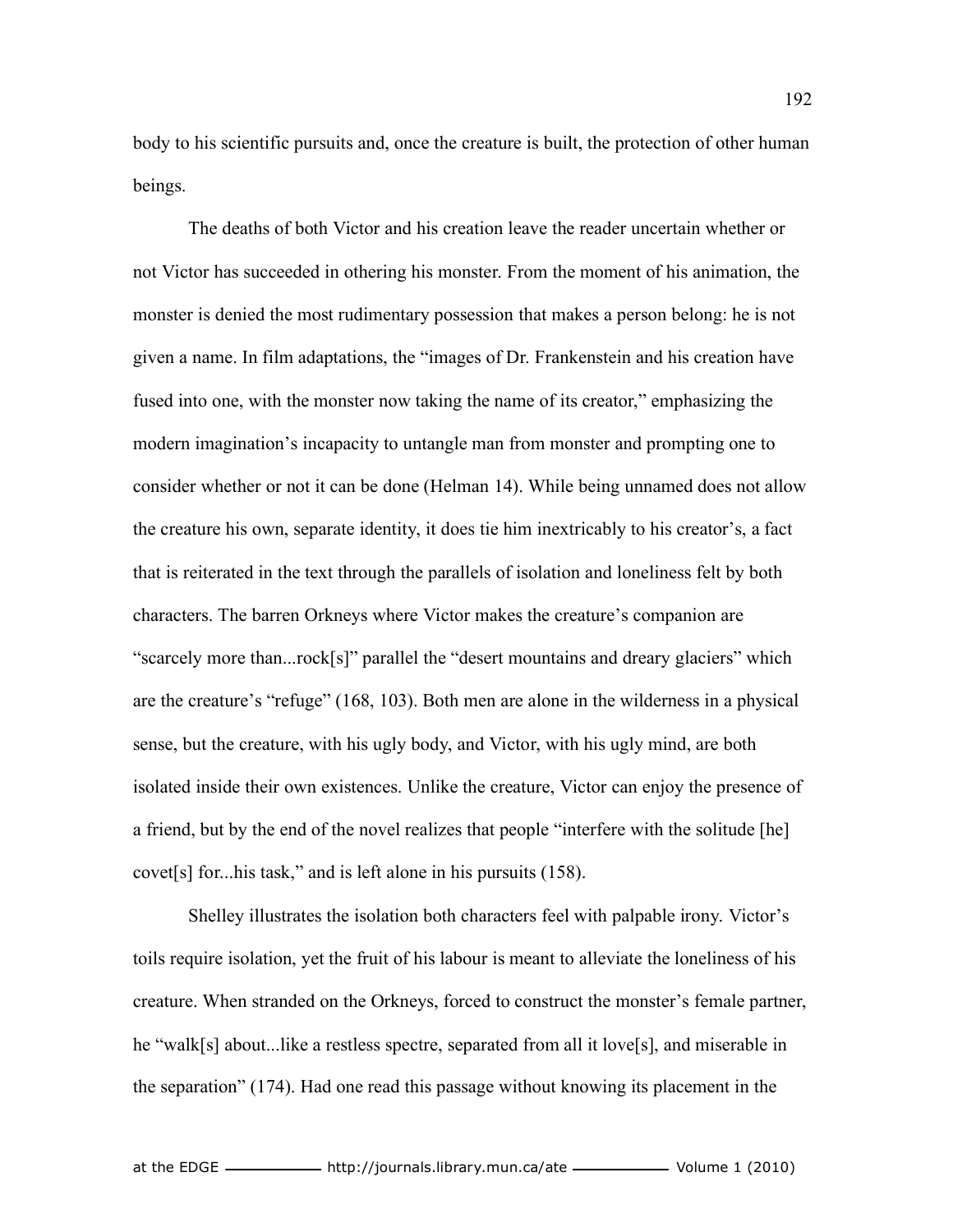body to his scientific pursuits and, once the creature is built, the protection of other human beings.

The deaths of both Victor and his creation leave the reader uncertain whether or not Victor has succeeded in othering his monster. From the moment of his animation, the monster is denied the most rudimentary possession that makes a person belong: he is not given a name. In film adaptations, the "images of Dr. Frankenstein and his creation have fused into one, with the monster now taking the name of its creator," emphasizing the modern imagination's incapacity to untangle man from monster and prompting one to consider whether or not it can be done (Helman 14). While being unnamed does not allow the creature his own, separate identity, it does tie him inextricably to his creator's, a fact that is reiterated in the text through the parallels of isolation and loneliness felt by both characters. The barren Orkneys where Victor makes the creature's companion are "scarcely more than...rock[s]" parallel the "desert mountains and dreary glaciers" which are the creature's "refuge" (168, 103). Both men are alone in the wilderness in a physical sense, but the creature, with his ugly body, and Victor, with his ugly mind, are both isolated inside their own existences. Unlike the creature, Victor can enjoy the presence of a friend, but by the end of the novel realizes that people "interfere with the solitude [he] covet[s] for...his task," and is left alone in his pursuits (158).

Shelley illustrates the isolation both characters feel with palpable irony. Victor's toils require isolation, yet the fruit of his labour is meant to alleviate the loneliness of his creature. When stranded on the Orkneys, forced to construct the monster's female partner, he "walk[s] about...like a restless spectre, separated from all it love[s], and miserable in the separation" (174). Had one read this passage without knowing its placement in the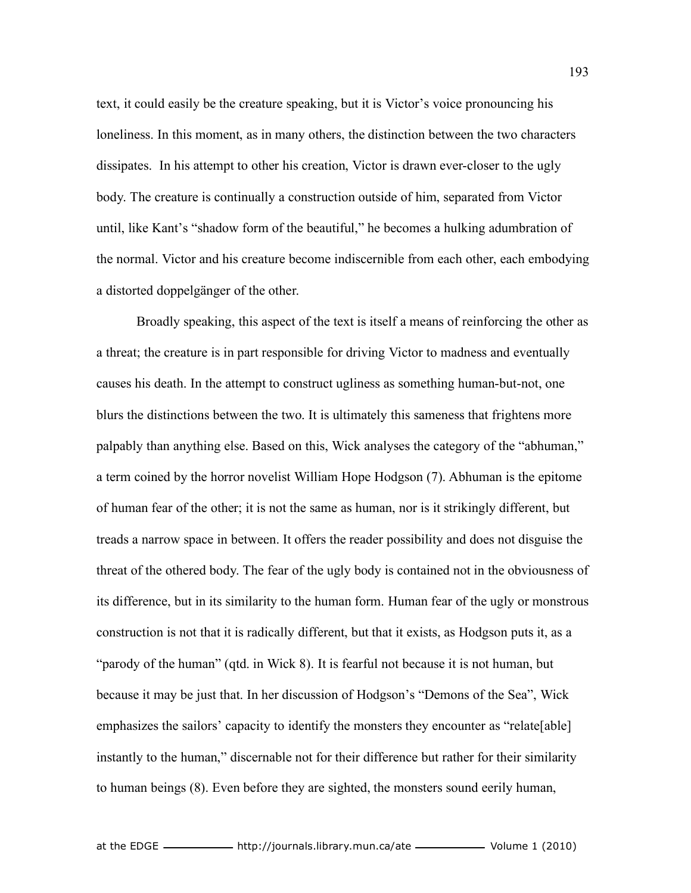text, it could easily be the creature speaking, but it is Victor's voice pronouncing his loneliness. In this moment, as in many others, the distinction between the two characters dissipates. In his attempt to other his creation, Victor is drawn ever-closer to the ugly body. The creature is continually a construction outside of him, separated from Victor until, like Kant's "shadow form of the beautiful," he becomes a hulking adumbration of the normal. Victor and his creature become indiscernible from each other, each embodying a distorted doppelgänger of the other.

Broadly speaking, this aspect of the text is itself a means of reinforcing the other as a threat; the creature is in part responsible for driving Victor to madness and eventually causes his death. In the attempt to construct ugliness as something human-but-not, one blurs the distinctions between the two. It is ultimately this sameness that frightens more palpably than anything else. Based on this, Wick analyses the category of the "abhuman," a term coined by the horror novelist William Hope Hodgson (7). Abhuman is the epitome of human fear of the other; it is not the same as human, nor is it strikingly different, but treads a narrow space in between. It offers the reader possibility and does not disguise the threat of the othered body. The fear of the ugly body is contained not in the obviousness of its difference, but in its similarity to the human form. Human fear of the ugly or monstrous construction is not that it is radically different, but that it exists, as Hodgson puts it, as a "parody of the human" (qtd. in Wick 8). It is fearful not because it is not human, but because it may be just that. In her discussion of Hodgson's "Demons of the Sea", Wick emphasizes the sailors' capacity to identify the monsters they encounter as "relate[able] instantly to the human," discernable not for their difference but rather for their similarity to human beings (8). Even before they are sighted, the monsters sound eerily human,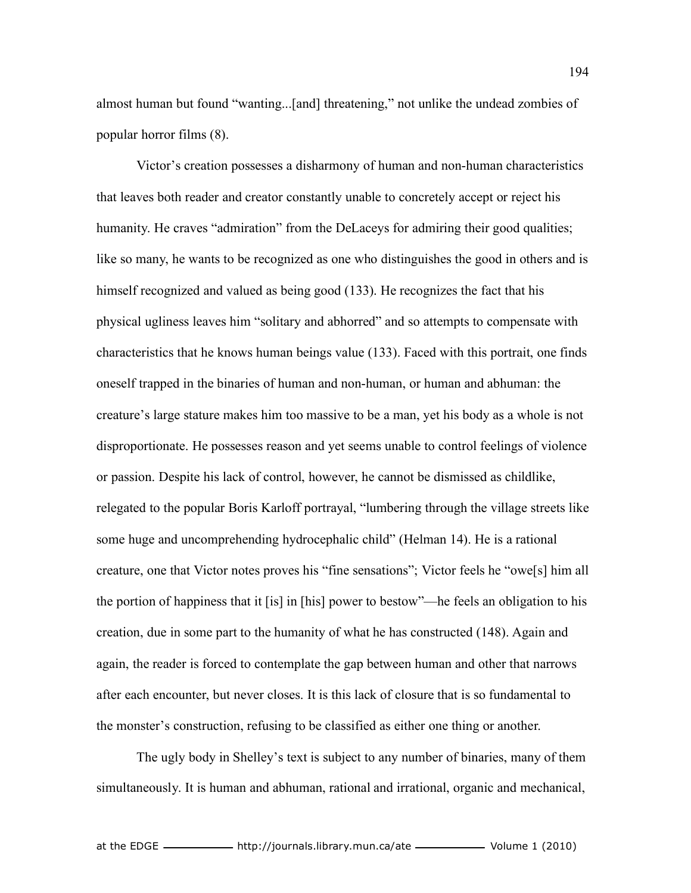almost human but found "wanting...[and] threatening," not unlike the undead zombies of popular horror films (8).

Victor's creation possesses a disharmony of human and non-human characteristics that leaves both reader and creator constantly unable to concretely accept or reject his humanity. He craves "admiration" from the DeLaceys for admiring their good qualities; like so many, he wants to be recognized as one who distinguishes the good in others and is himself recognized and valued as being good (133). He recognizes the fact that his physical ugliness leaves him "solitary and abhorred" and so attempts to compensate with characteristics that he knows human beings value (133). Faced with this portrait, one finds oneself trapped in the binaries of human and non-human, or human and abhuman: the creature's large stature makes him too massive to be a man, yet his body as a whole is not disproportionate. He possesses reason and yet seems unable to control feelings of violence or passion. Despite his lack of control, however, he cannot be dismissed as childlike, relegated to the popular Boris Karloff portrayal, "lumbering through the village streets like some huge and uncomprehending hydrocephalic child" (Helman 14). He is a rational creature, one that Victor notes proves his "fine sensations"; Victor feels he "owe[s] him all the portion of happiness that it [is] in [his] power to bestow"—he feels an obligation to his creation, due in some part to the humanity of what he has constructed (148). Again and again, the reader is forced to contemplate the gap between human and other that narrows after each encounter, but never closes. It is this lack of closure that is so fundamental to the monster's construction, refusing to be classified as either one thing or another.

The ugly body in Shelley's text is subject to any number of binaries, many of them simultaneously. It is human and abhuman, rational and irrational, organic and mechanical,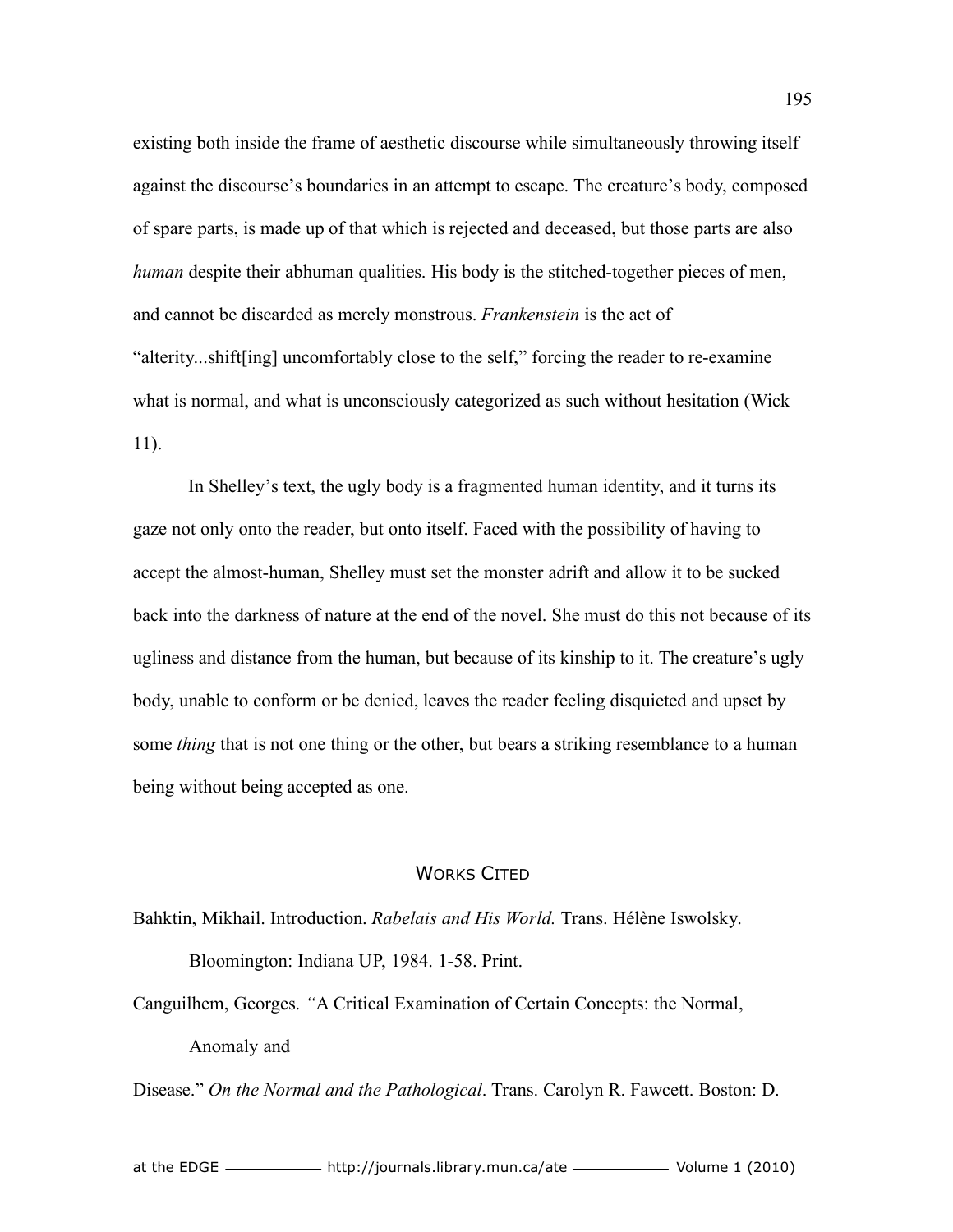existing both inside the frame of aesthetic discourse while simultaneously throwing itself against the discourse's boundaries in an attempt to escape. The creature's body, composed of spare parts, is made up of that which is rejected and deceased, but those parts are also *human* despite their abhuman qualities. His body is the stitched-together pieces of men, and cannot be discarded as merely monstrous. *Frankenstein* is the act of "alterity...shift[ing] uncomfortably close to the self," forcing the reader to re-examine what is normal, and what is unconsciously categorized as such without hesitation (Wick 11).

In Shelley's text, the ugly body is a fragmented human identity, and it turns its gaze not only onto the reader, but onto itself. Faced with the possibility of having to accept the almost-human, Shelley must set the monster adrift and allow it to be sucked back into the darkness of nature at the end of the novel. She must do this not because of its ugliness and distance from the human, but because of its kinship to it. The creature's ugly body, unable to conform or be denied, leaves the reader feeling disquieted and upset by some *thing* that is not one thing or the other, but bears a striking resemblance to a human being without being accepted as one.

## Works Cited

Bahktin, Mikhail. Introduction. *Rabelais and His World.* Trans. Hélène Iswolsky. Bloomington: Indiana UP, 1984. 1-58. Print.

Canguilhem, Georges. "A Critical Examination of Certain Concepts: the Normal, Anomaly and

Disease." *On the Normal and the Pathological*. Trans. Carolyn R. Fawcett. Boston: D.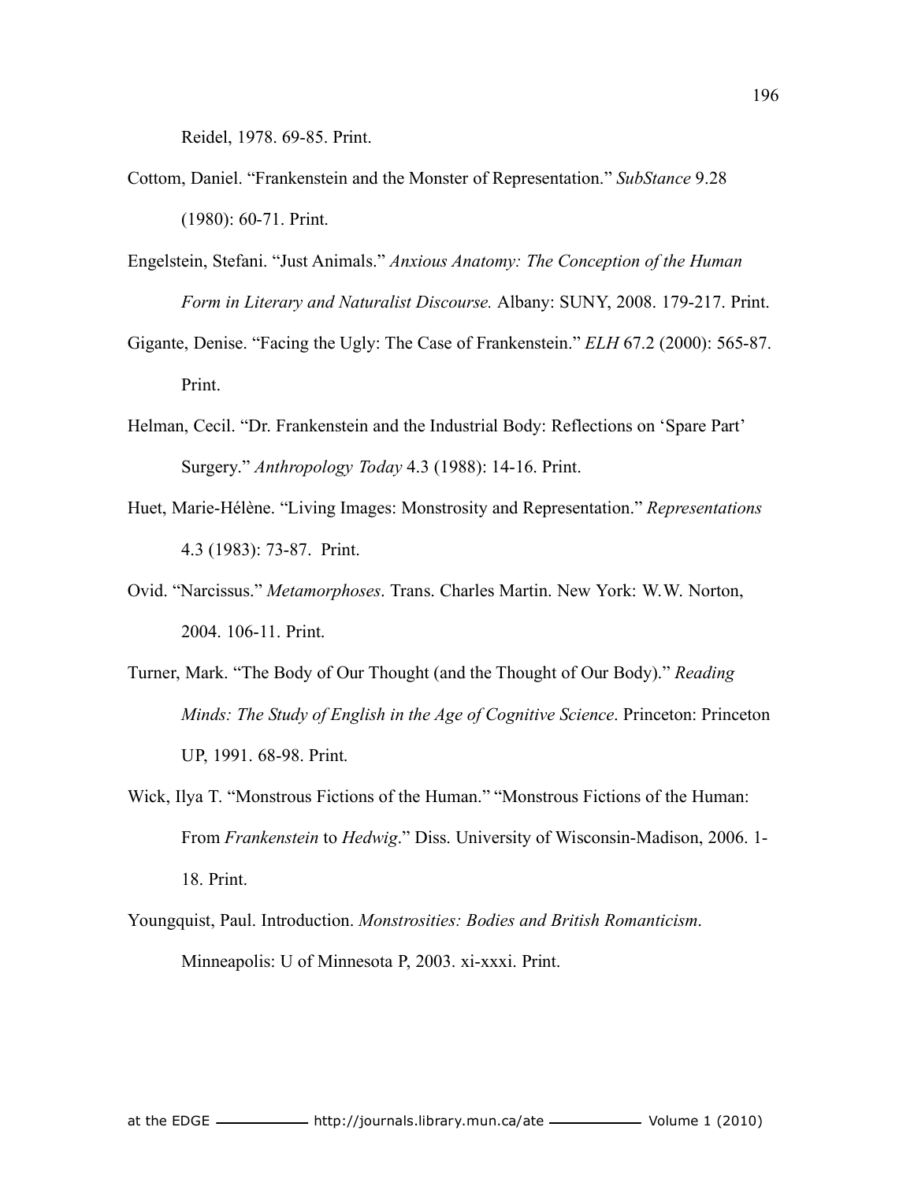Reidel, 1978. 69-85. Print.

Cottom, Daniel. "Frankenstein and the Monster of Representation." *SubStance* 9.28 (1980): 60-71. Print.

Engelstein, Stefani. "Just Animals." *Anxious Anatomy: The Conception of the Human Form in Literary and Naturalist Discourse.* Albany: SUNY, 2008. 179-217. Print.

Gigante, Denise. "Facing the Ugly: The Case of Frankenstein." *ELH* 67.2 (2000): 565-87. Print.

Helman, Cecil. "Dr. Frankenstein and the Industrial Body: Reflections on 'Spare Part' Surgery." *Anthropology Today* 4.3 (1988): 14-16. Print.

Huet, Marie-Hélène. "Living Images: Monstrosity and Representation." *Representations* 4.3 (1983): 73-87. Print.

Ovid. "Narcissus." *Metamorphoses*. Trans. Charles Martin. New York: W.W. Norton, 2004. 106-11. Print.

Turner, Mark. "The Body of Our Thought (and the Thought of Our Body)." *Reading Minds: The Study of English in the Age of Cognitive Science*. Princeton: Princeton UP, 1991. 68-98. Print.

Wick, Ilya T. "Monstrous Fictions of the Human." "Monstrous Fictions of the Human: From *Frankenstein* to *Hedwig*." Diss. University of Wisconsin-Madison, 2006. 1-18. Print.

Youngquist, Paul. Introduction. *Monstrosities: Bodies and British Romanticism*. Minneapolis: U of Minnesota P, 2003. xi-xxxi. Print.